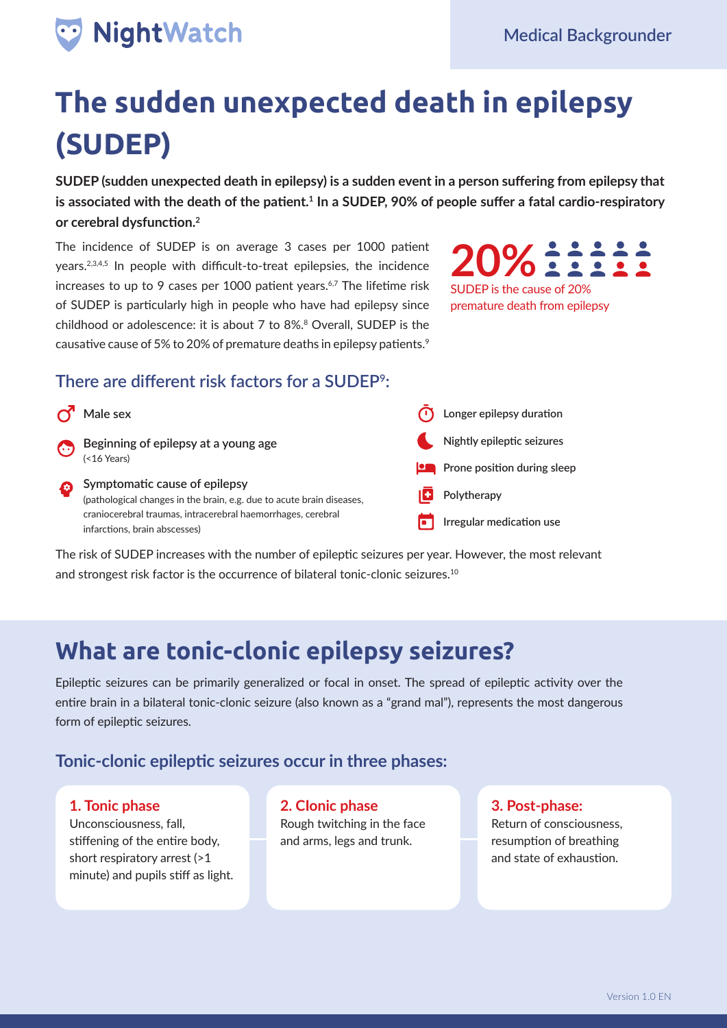NightWatch

Medical Backgrounder

# The sudden unexpected death in epilepsy (SUDEP)

**SUDEP (sudden unexpected death in epilepsy) is a sudden event in a person suffering from epilepsy that is associated with the death of the patient.[1] In a SUDEP, 90% of people suffer a fatal cardio-respiratory or cerebral dysfunction.[2]**

The incidence of SUDEP is on average 3 cases per 1000 patient years.[2,3,4,5] In people with difficult-to-treat epilepsies, the incidence increases to up to 9 cases per 1000 patient years.[6,7] The lifetime risk of SUDEP is particularly high in people who have had epilepsy since childhood or adolescence: it is about 7 to 8%.[8] Overall, SUDEP is the causative cause of 5% to 20% of premature deaths in epilepsy patients.[9]

**20%**
SUDEP is the cause of 20% premature death from epilepsy

## There are different risk factors for a SUDEP[9]:

- Male sex
- Beginning of epilepsy at a young age
  (<16 Years)
- Symptomatic cause of epilepsy
  (pathological changes in the brain, e.g. due to acute brain diseases, craniocerebral traumas, intracerebral haemorrhages, cerebral infarctions, brain abscesses)
- Longer epilepsy duration
- Nightly epileptic seizures
- Prone position during sleep
- Polytherapy
- Irregular medication use

The risk of SUDEP increases with the number of epileptic seizures per year. However, the most relevant and strongest risk factor is the occurrence of bilateral tonic-clonic seizures.[10]

# What are tonic-clonic epilepsy seizures?

Epileptic seizures can be primarily generalized or focal in onset. The spread of epileptic activity over the entire brain in a bilateral tonic-clonic seizure (also known as a “grand mal”), represents the most dangerous form of epileptic seizures.

## Tonic-clonic epileptic seizures occur in three phases:

### 1. Tonic phase
Unconsciousness, fall, stiffening of the entire body, short respiratory arrest (>1 minute) and pupils stiff as light.

### 2. Clonic phase
Rough twitching in the face and arms, legs and trunk.

### 3. Post-phase:
Return of consciousness, resumption of breathing and state of exhaustion.

Version 1.0 EN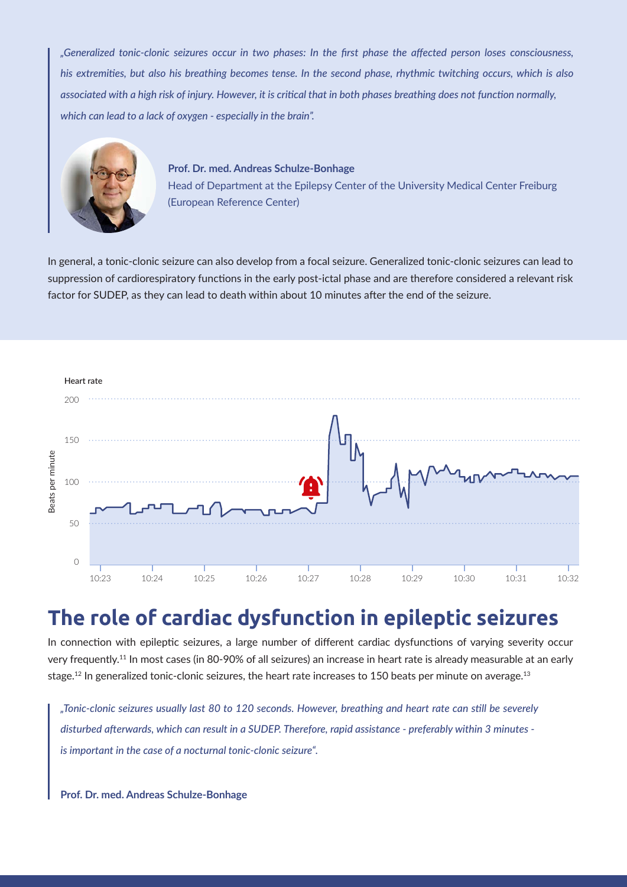> *„Generalized tonic-clonic seizures occur in two phases: In the first phase the affected person loses consciousness, his extremities, but also his breathing becomes tense. In the second phase, rhythmic twitching occurs, which is also associated with a high risk of injury. However, it is critical that in both phases breathing does not function normally, which can lead to a lack of oxygen - especially in the brain".*
>
> **Prof. Dr. med. Andreas Schulze-Bonhage**
> Head of Department at the Epilepsy Center of the University Medical Center Freiburg (European Reference Center)

In general, a tonic-clonic seizure can also develop from a focal seizure. Generalized tonic-clonic seizures can lead to suppression of cardiorespiratory functions in the early post-ictal phase and are therefore considered a relevant risk factor for SUDEP, as they can lead to death within about 10 minutes after the end of the seizure.

Heart rate

Beats per minute

## The role of cardiac dysfunction in epileptic seizures

In connection with epileptic seizures, a large number of different cardiac dysfunctions of varying severity occur very frequently.[11] In most cases (in 80-90% of all seizures) an increase in heart rate is already measurable at an early stage.[12] In generalized tonic-clonic seizures, the heart rate increases to 150 beats per minute on average.[13]

> *„Tonic-clonic seizures usually last 80 to 120 seconds. However, breathing and heart rate can still be severely disturbed afterwards, which can result in a SUDEP. Therefore, rapid assistance - preferably within 3 minutes - is important in the case of a nocturnal tonic-clonic seizure".*
>
> **Prof. Dr. med. Andreas Schulze-Bonhage**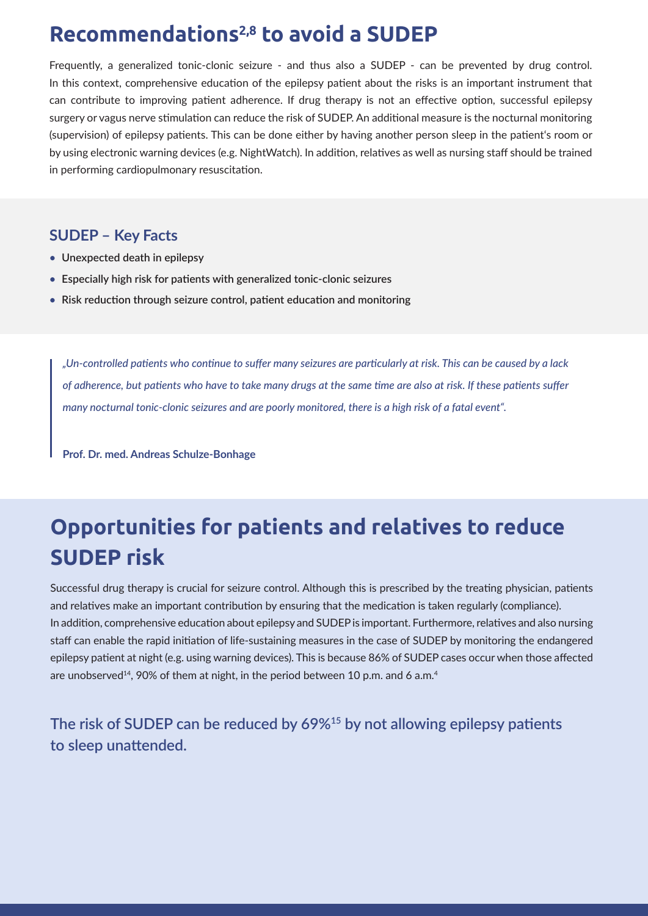# Recommendations[2,8] to avoid a SUDEP

Frequently, a generalized tonic-clonic seizure - and thus also a SUDEP - can be prevented by drug control. In this context, comprehensive education of the epilepsy patient about the risks is an important instrument that can contribute to improving patient adherence. If drug therapy is not an effective option, successful epilepsy surgery or vagus nerve stimulation can reduce the risk of SUDEP. An additional measure is the nocturnal monitoring (supervision) of epilepsy patients. This can be done either by having another person sleep in the patient's room or by using electronic warning devices (e.g. NightWatch). In addition, relatives as well as nursing staff should be trained in performing cardiopulmonary resuscitation.

### SUDEP – Key Facts

- **Unexpected death in epilepsy**
- **Especially high risk for patients with generalized tonic-clonic seizures**
- **Risk reduction through seizure control, patient education and monitoring**

> *„Un-controlled patients who continue to suffer many seizures are particularly at risk. This can be caused by a lack of adherence, but patients who have to take many drugs at the same time are also at risk. If these patients suffer many nocturnal tonic-clonic seizures and are poorly monitored, there is a high risk of a fatal event".*
>
> **Prof. Dr. med. Andreas Schulze-Bonhage**

# Opportunities for patients and relatives to reduce SUDEP risk

Successful drug therapy is crucial for seizure control. Although this is prescribed by the treating physician, patients and relatives make an important contribution by ensuring that the medication is taken regularly (compliance). In addition, comprehensive education about epilepsy and SUDEP is important. Furthermore, relatives and also nursing staff can enable the rapid initiation of life-sustaining measures in the case of SUDEP by monitoring the endangered epilepsy patient at night (e.g. using warning devices). This is because 86% of SUDEP cases occur when those affected are unobserved[14], 90% of them at night, in the period between 10 p.m. and 6 a.m.[4]

**The risk of SUDEP can be reduced by 69%[15] by not allowing epilepsy patients to sleep unattended.**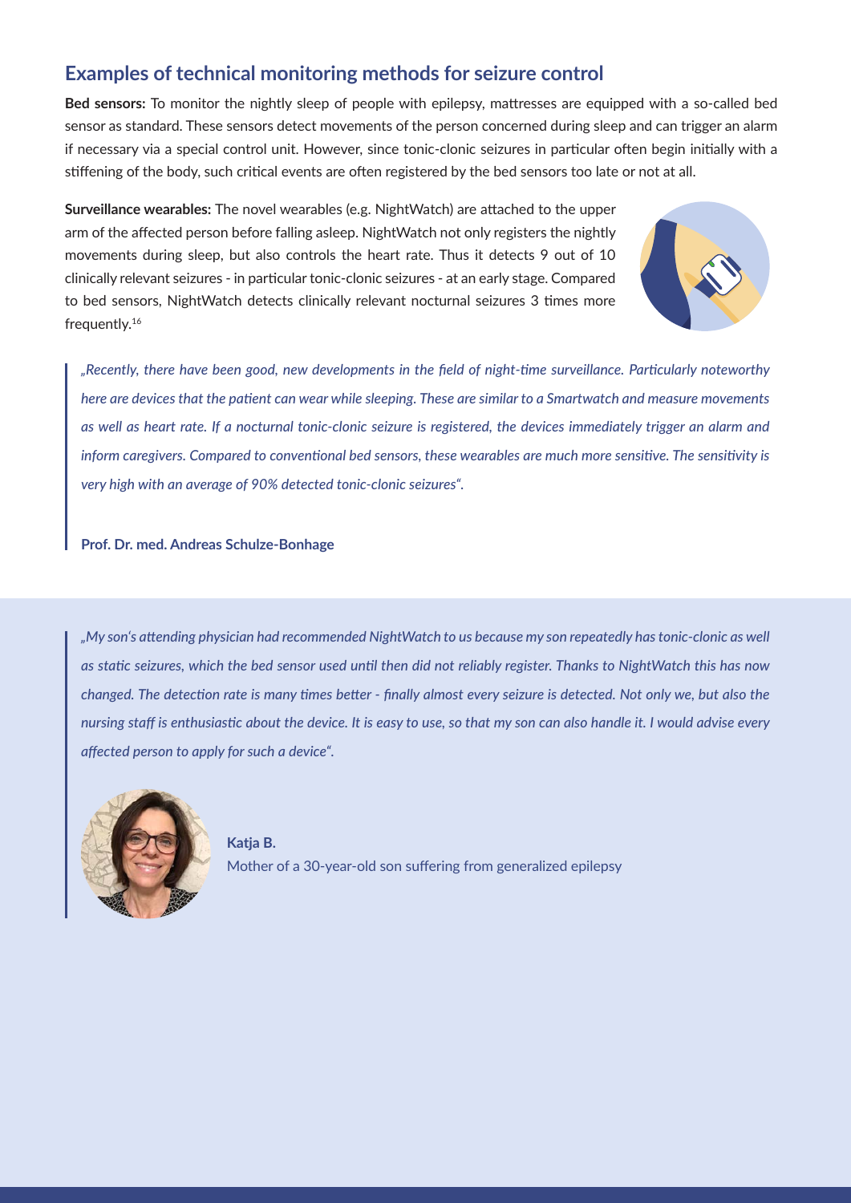## Examples of technical monitoring methods for seizure control

**Bed sensors:** To monitor the nightly sleep of people with epilepsy, mattresses are equipped with a so-called bed sensor as standard. These sensors detect movements of the person concerned during sleep and can trigger an alarm if necessary via a special control unit. However, since tonic-clonic seizures in particular often begin initially with a stiffening of the body, such critical events are often registered by the bed sensors too late or not at all.

**Surveillance wearables:** The novel wearables (e.g. NightWatch) are attached to the upper arm of the affected person before falling asleep. NightWatch not only registers the nightly movements during sleep, but also controls the heart rate. Thus it detects 9 out of 10 clinically relevant seizures - in particular tonic-clonic seizures - at an early stage. Compared to bed sensors, NightWatch detects clinically relevant nocturnal seizures 3 times more frequently.[16]

> *„Recently, there have been good, new developments in the field of night-time surveillance. Particularly noteworthy here are devices that the patient can wear while sleeping. These are similar to a Smartwatch and measure movements as well as heart rate. If a nocturnal tonic-clonic seizure is registered, the devices immediately trigger an alarm and inform caregivers. Compared to conventional bed sensors, these wearables are much more sensitive. The sensitivity is very high with an average of 90% detected tonic-clonic seizures".*
>
> **Prof. Dr. med. Andreas Schulze-Bonhage**

> *„My son's attending physician had recommended NightWatch to us because my son repeatedly has tonic-clonic as well as static seizures, which the bed sensor used until then did not reliably register. Thanks to NightWatch this has now changed. The detection rate is many times better - finally almost every seizure is detected. Not only we, but also the nursing staff is enthusiastic about the device. It is easy to use, so that my son can also handle it. I would advise every affected person to apply for such a device".*
>
> **Katja B.**
> Mother of a 30-year-old son suffering from generalized epilepsy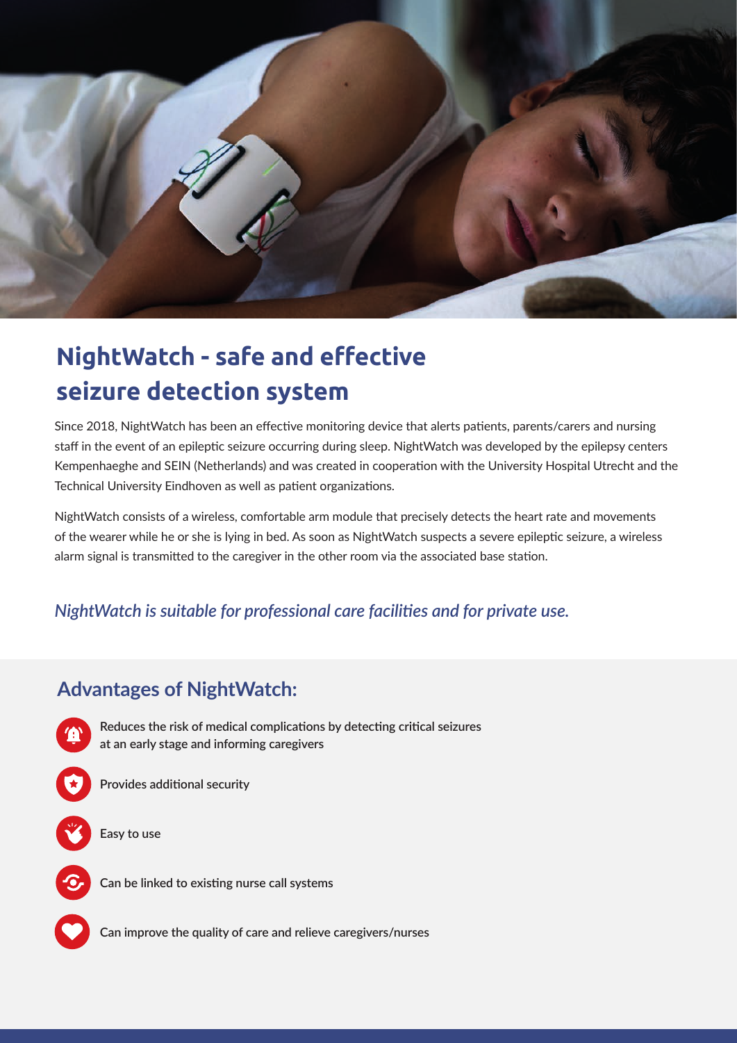# NightWatch - safe and effective seizure detection system

Since 2018, NightWatch has been an effective monitoring device that alerts patients, parents/carers and nursing staff in the event of an epileptic seizure occurring during sleep. NightWatch was developed by the epilepsy centers Kempenhaeghe and SEIN (Netherlands) and was created in cooperation with the University Hospital Utrecht and the Technical University Eindhoven as well as patient organizations.

NightWatch consists of a wireless, comfortable arm module that precisely detects the heart rate and movements of the wearer while he or she is lying in bed. As soon as NightWatch suspects a severe epileptic seizure, a wireless alarm signal is transmitted to the caregiver in the other room via the associated base station.

*NightWatch is suitable for professional care facilities and for private use.*

## Advantages of NightWatch:

- Reduces the risk of medical complications by detecting critical seizures at an early stage and informing caregivers
- Provides additional security
- Easy to use
- Can be linked to existing nurse call systems
- Can improve the quality of care and relieve caregivers/nurses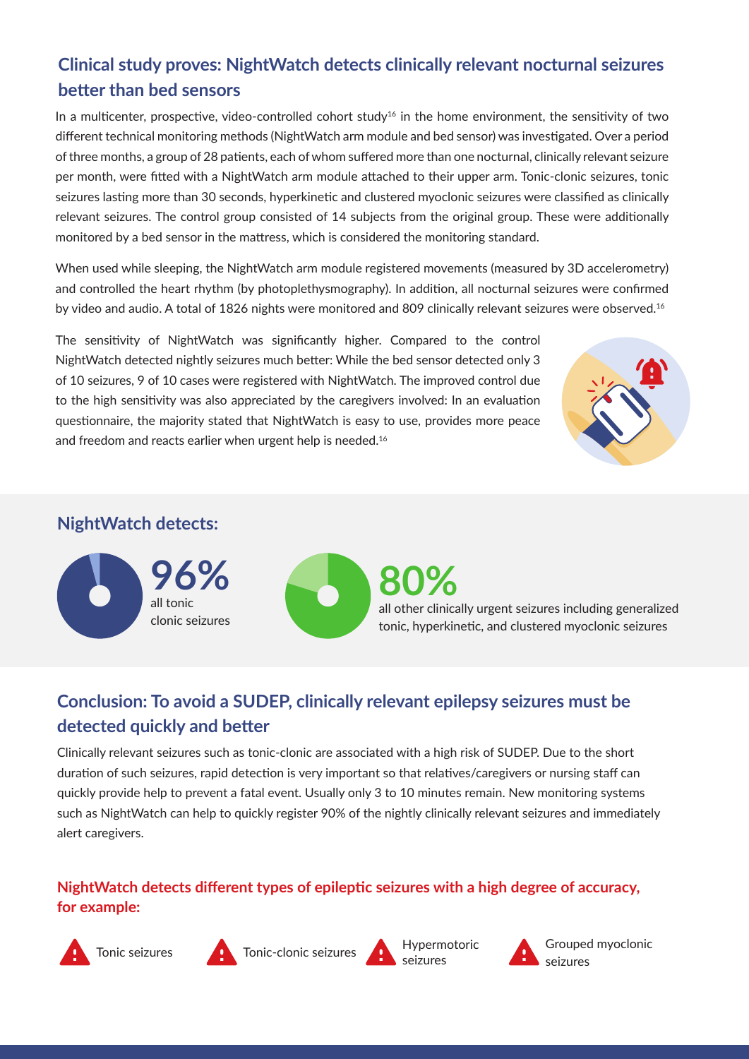## Clinical study proves: NightWatch detects clinically relevant nocturnal seizures better than bed sensors

In a multicenter, prospective, video-controlled cohort study[16] in the home environment, the sensitivity of two different technical monitoring methods (NightWatch arm module and bed sensor) was investigated. Over a period of three months, a group of 28 patients, each of whom suffered more than one nocturnal, clinically relevant seizure per month, were fitted with a NightWatch arm module attached to their upper arm. Tonic-clonic seizures, tonic seizures lasting more than 30 seconds, hyperkinetic and clustered myoclonic seizures were classified as clinically relevant seizures. The control group consisted of 14 subjects from the original group. These were additionally monitored by a bed sensor in the mattress, which is considered the monitoring standard.

When used while sleeping, the NightWatch arm module registered movements (measured by 3D accelerometry) and controlled the heart rhythm (by photoplethysmography). In addition, all nocturnal seizures were confirmed by video and audio. A total of 1826 nights were monitored and 809 clinically relevant seizures were observed.[16]

The sensitivity of NightWatch was significantly higher. Compared to the control NightWatch detected nightly seizures much better: While the bed sensor detected only 3 of 10 seizures, 9 of 10 cases were registered with NightWatch. The improved control due to the high sensitivity was also appreciated by the caregivers involved: In an evaluation questionnaire, the majority stated that NightWatch is easy to use, provides more peace and freedom and reacts earlier when urgent help is needed.[16]

### NightWatch detects:

**96%** all tonic clonic seizures

**80%** all other clinically urgent seizures including generalized tonic, hyperkinetic, and clustered myoclonic seizures

## Conclusion: To avoid a SUDEP, clinically relevant epilepsy seizures must be detected quickly and better

Clinically relevant seizures such as tonic-clonic are associated with a high risk of SUDEP. Due to the short duration of such seizures, rapid detection is very important so that relatives/caregivers or nursing staff can quickly provide help to prevent a fatal event. Usually only 3 to 10 minutes remain. New monitoring systems such as NightWatch can help to quickly register 90% of the nightly clinically relevant seizures and immediately alert caregivers.

### NightWatch detects different types of epileptic seizures with a high degree of accuracy, for example:

- Tonic seizures
- Tonic-clonic seizures
- Hypermotoric seizures
- Grouped myoclonic seizures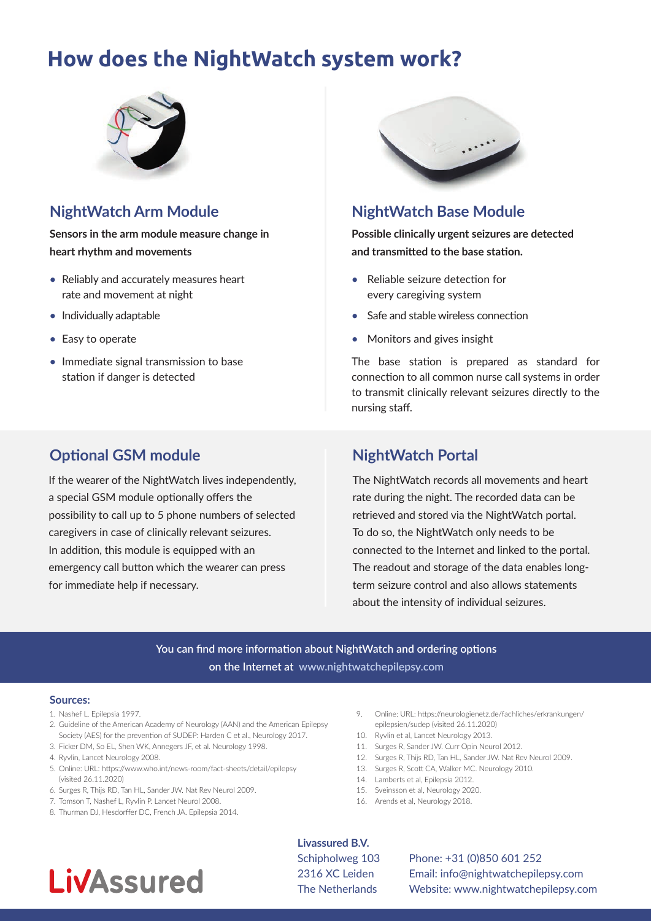# How does the NightWatch system work?

## NightWatch Arm Module

**Sensors in the arm module measure change in heart rhythm and movements**

- Reliably and accurately measures heart rate and movement at night
- Individually adaptable
- Easy to operate
- Immediate signal transmission to base station if danger is detected

## NightWatch Base Module

**Possible clinically urgent seizures are detected and transmitted to the base station.**

- Reliable seizure detection for every caregiving system
- Safe and stable wireless connection
- Monitors and gives insight

The base station is prepared as standard for connection to all common nurse call systems in order to transmit clinically relevant seizures directly to the nursing staff.

## Optional GSM module

If the wearer of the NightWatch lives independently, a special GSM module optionally offers the possibility to call up to 5 phone numbers of selected caregivers in case of clinically relevant seizures. In addition, this module is equipped with an emergency call button which the wearer can press for immediate help if necessary.

## NightWatch Portal

The NightWatch records all movements and heart rate during the night. The recorded data can be retrieved and stored via the NightWatch portal. To do so, the NightWatch only needs to be connected to the Internet and linked to the portal. The readout and storage of the data enables long-term seizure control and also allows statements about the intensity of individual seizures.

**You can find more information about NightWatch and ordering options on the Internet at www.nightwatchepilepsy.com**

**Sources:**

1. Nashef L. Epilepsia 1997.
2. Guideline of the American Academy of Neurology (AAN) and the American Epilepsy Society (AES) for the prevention of SUDEP: Harden C et al., Neurology 2017.
3. Ficker DM, So EL, Shen WK, Annegers JF, et al. Neurology 1998.
4. Ryvlin, Lancet Neurology 2008.
5. Online: URL: https://www.who.int/news-room/fact-sheets/detail/epilepsy (visited 26.11.2020)
6. Surges R, Thijs RD, Tan HL, Sander JW. Nat Rev Neurol 2009.
7. Tomson T, Nashef L, Ryvlin P. Lancet Neurol 2008.
8. Thurman DJ, Hesdorffer DC, French JA. Epilepsia 2014.
9. Online: URL: https://neurologienetz.de/fachliches/erkrankungen/epilepsien/sudep (visited 26.11.2020)
10. Ryvlin et al, Lancet Neurology 2013.
11. Surges R, Sander JW. Curr Opin Neurol 2012.
12. Surges R, Thijs RD, Tan HL, Sander JW. Nat Rev Neurol 2009.
13. Surges R, Scott CA, Walker MC. Neurology 2010.
14. Lamberts et al, Epilepsia 2012.
15. Sveinsson et al, Neurology 2020.
16. Arends et al, Neurology 2018.

LivAssured

**Livassured B.V.**
Schipholweg 103
2316 XC Leiden
The Netherlands

Phone: +31 (0)850 601 252
Email: info@nightwatchepilepsy.com
Website: www.nightwatchepilepsy.com